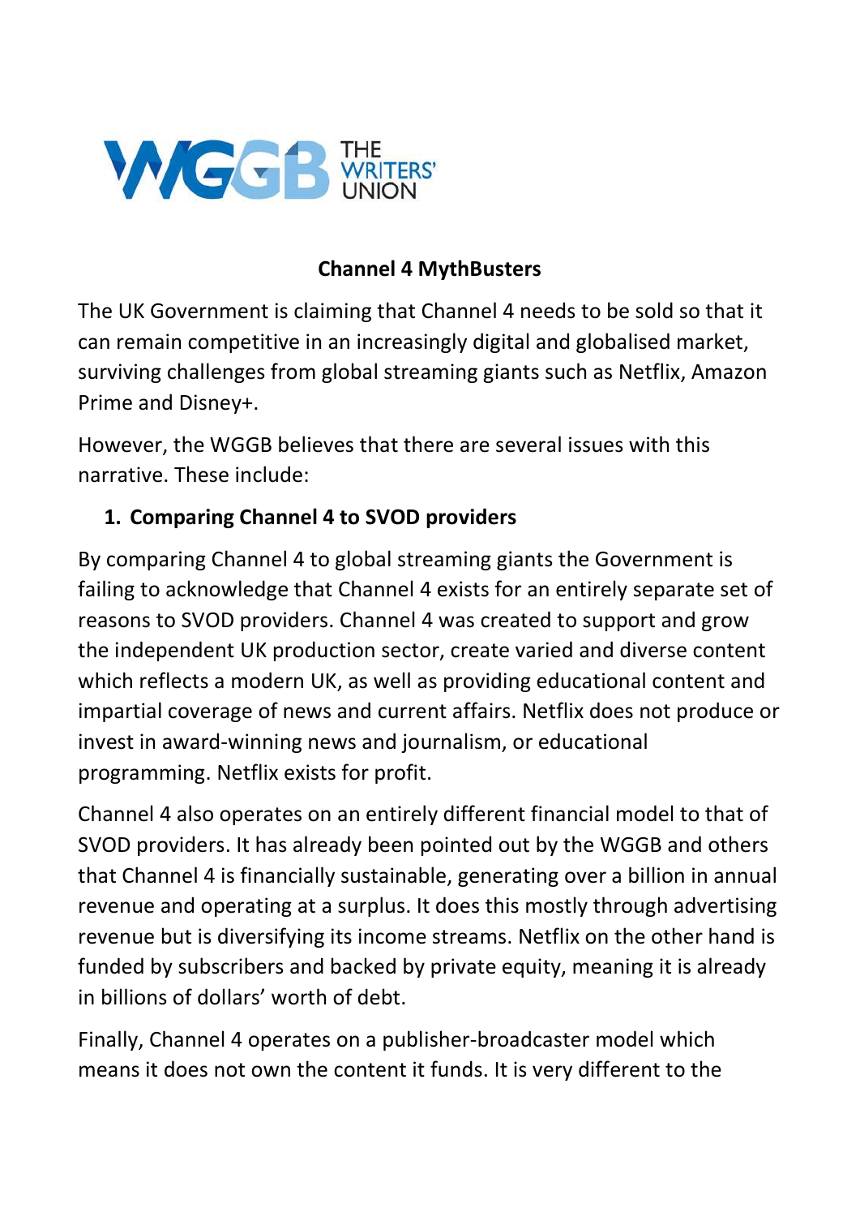WGGB THE WRITERS' UNION

# Channel 4 MythBusters

The UK Government is claiming that Channel 4 needs to be sold so that it can remain competitive in an increasingly digital and globalised market, surviving challenges from global streaming giants such as Netflix, Amazon Prime and Disney+.

However, the WGGB believes that there are several issues with this narrative. These include:

## 1. Comparing Channel 4 to SVOD providers

By comparing Channel 4 to global streaming giants the Government is failing to acknowledge that Channel 4 exists for an entirely separate set of reasons to SVOD providers. Channel 4 was created to support and grow the independent UK production sector, create varied and diverse content which reflects a modern UK, as well as providing educational content and impartial coverage of news and current affairs. Netflix does not produce or invest in award-winning news and journalism, or educational programming. Netflix exists for profit.

Channel 4 also operates on an entirely different financial model to that of SVOD providers. It has already been pointed out by the WGGB and others that Channel 4 is financially sustainable, generating over a billion in annual revenue and operating at a surplus. It does this mostly through advertising revenue but is diversifying its income streams. Netflix on the other hand is funded by subscribers and backed by private equity, meaning it is already in billions of dollars' worth of debt.

Finally, Channel 4 operates on a publisher-broadcaster model which means it does not own the content it funds. It is very different to the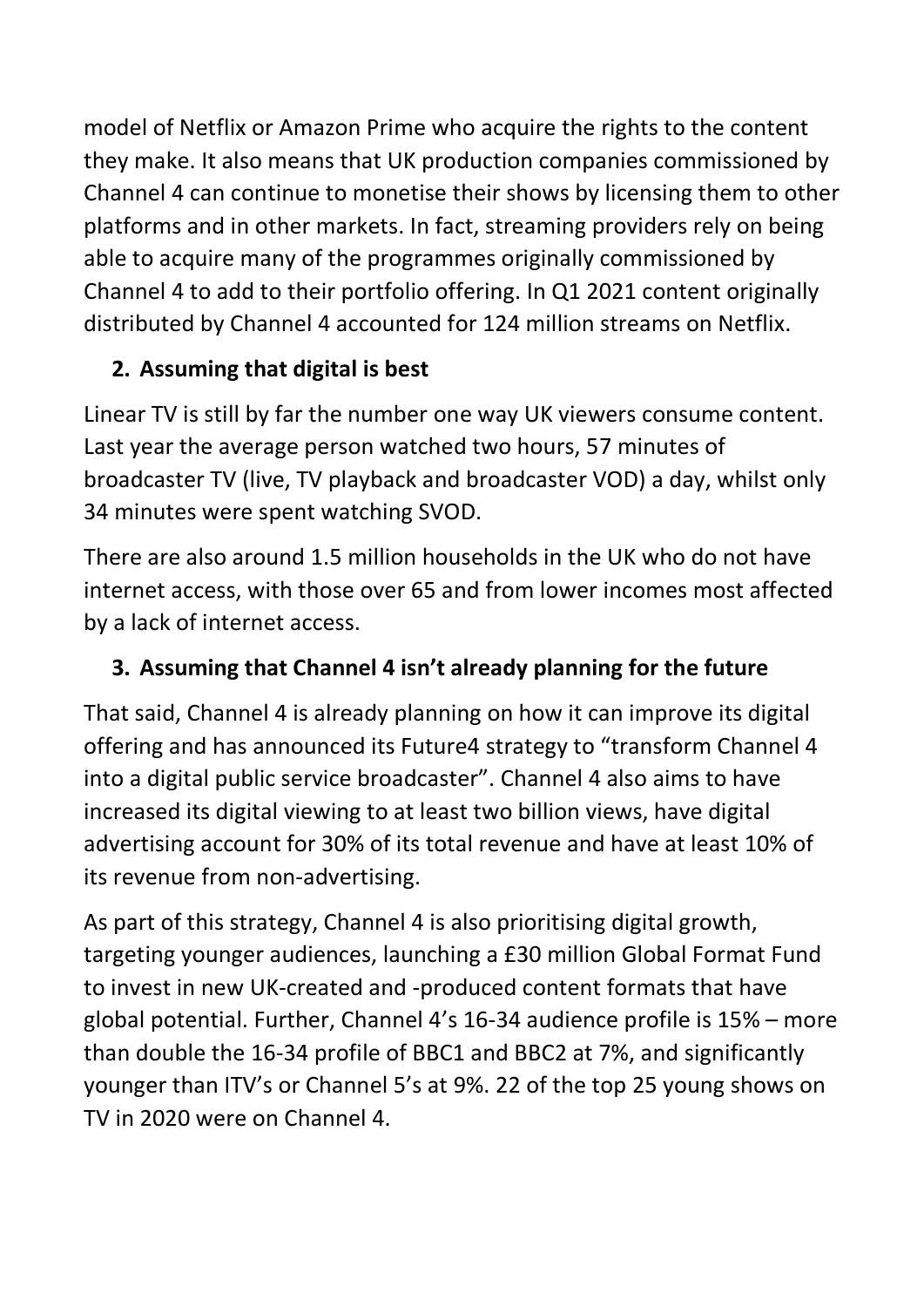model of Netflix or Amazon Prime who acquire the rights to the content they make. It also means that UK production companies commissioned by Channel 4 can continue to monetise their shows by licensing them to other platforms and in other markets. In fact, streaming providers rely on being able to acquire many of the programmes originally commissioned by Channel 4 to add to their portfolio offering. In Q1 2021 content originally distributed by Channel 4 accounted for 124 million streams on Netflix.

**2. Assuming that digital is best**

Linear TV is still by far the number one way UK viewers consume content. Last year the average person watched two hours, 57 minutes of broadcaster TV (live, TV playback and broadcaster VOD) a day, whilst only 34 minutes were spent watching SVOD.

There are also around 1.5 million households in the UK who do not have internet access, with those over 65 and from lower incomes most affected by a lack of internet access.

**3. Assuming that Channel 4 isn't already planning for the future**

That said, Channel 4 is already planning on how it can improve its digital offering and has announced its Future4 strategy to "transform Channel 4 into a digital public service broadcaster". Channel 4 also aims to have increased its digital viewing to at least two billion views, have digital advertising account for 30% of its total revenue and have at least 10% of its revenue from non-advertising.

As part of this strategy, Channel 4 is also prioritising digital growth, targeting younger audiences, launching a £30 million Global Format Fund to invest in new UK-created and -produced content formats that have global potential. Further, Channel 4's 16-34 audience profile is 15% – more than double the 16-34 profile of BBC1 and BBC2 at 7%, and significantly younger than ITV's or Channel 5's at 9%. 22 of the top 25 young shows on TV in 2020 were on Channel 4.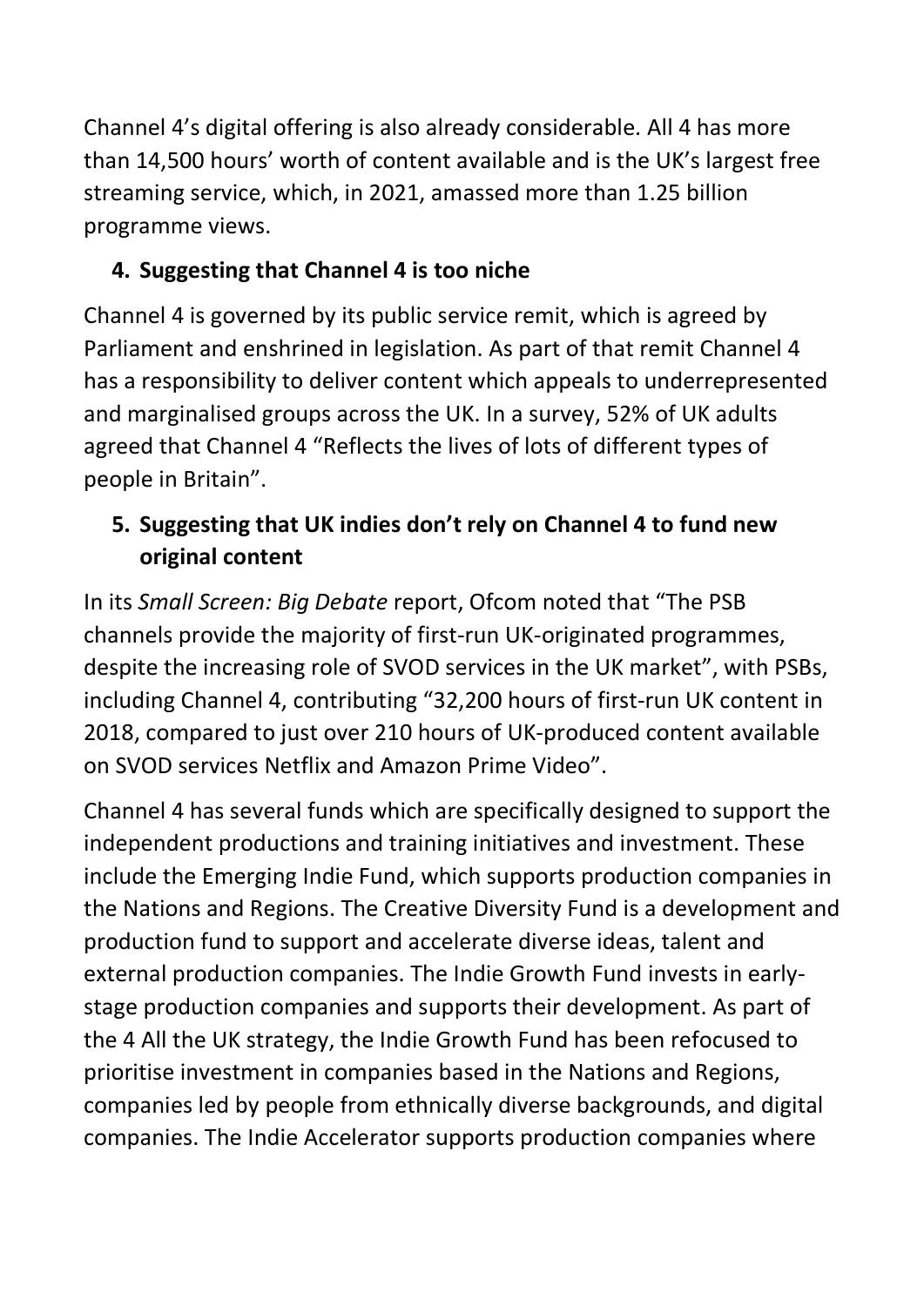Channel 4's digital offering is also already considerable. All 4 has more than 14,500 hours' worth of content available and is the UK's largest free streaming service, which, in 2021, amassed more than 1.25 billion programme views.

4. **Suggesting that Channel 4 is too niche**

Channel 4 is governed by its public service remit, which is agreed by Parliament and enshrined in legislation. As part of that remit Channel 4 has a responsibility to deliver content which appeals to underrepresented and marginalised groups across the UK. In a survey, 52% of UK adults agreed that Channel 4 "Reflects the lives of lots of different types of people in Britain".

5. **Suggesting that UK indies don't rely on Channel 4 to fund new original content**

In its *Small Screen: Big Debate* report, Ofcom noted that "The PSB channels provide the majority of first-run UK-originated programmes, despite the increasing role of SVOD services in the UK market", with PSBs, including Channel 4, contributing "32,200 hours of first-run UK content in 2018, compared to just over 210 hours of UK-produced content available on SVOD services Netflix and Amazon Prime Video".

Channel 4 has several funds which are specifically designed to support the independent productions and training initiatives and investment. These include the Emerging Indie Fund, which supports production companies in the Nations and Regions. The Creative Diversity Fund is a development and production fund to support and accelerate diverse ideas, talent and external production companies. The Indie Growth Fund invests in early-stage production companies and supports their development. As part of the 4 All the UK strategy, the Indie Growth Fund has been refocused to prioritise investment in companies based in the Nations and Regions, companies led by people from ethnically diverse backgrounds, and digital companies. The Indie Accelerator supports production companies where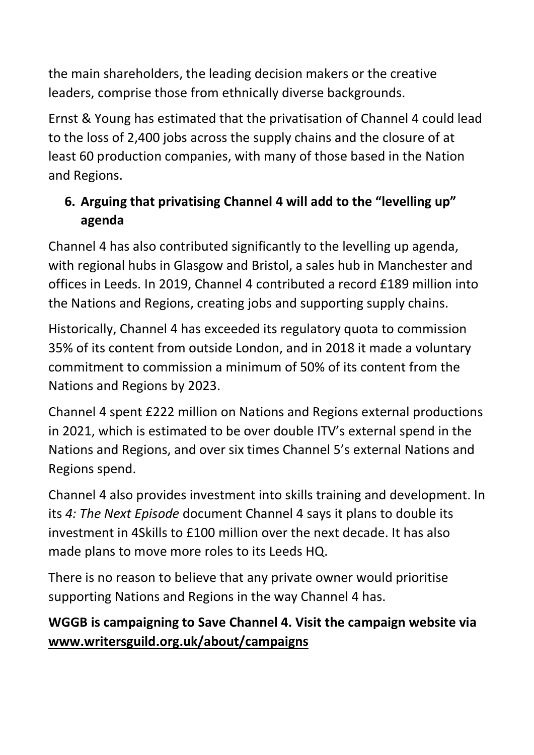the main shareholders, the leading decision makers or the creative leaders, comprise those from ethnically diverse backgrounds.

Ernst & Young has estimated that the privatisation of Channel 4 could lead to the loss of 2,400 jobs across the supply chains and the closure of at least 60 production companies, with many of those based in the Nation and Regions.

6. **Arguing that privatising Channel 4 will add to the "levelling up" agenda**

Channel 4 has also contributed significantly to the levelling up agenda, with regional hubs in Glasgow and Bristol, a sales hub in Manchester and offices in Leeds. In 2019, Channel 4 contributed a record £189 million into the Nations and Regions, creating jobs and supporting supply chains.

Historically, Channel 4 has exceeded its regulatory quota to commission 35% of its content from outside London, and in 2018 it made a voluntary commitment to commission a minimum of 50% of its content from the Nations and Regions by 2023.

Channel 4 spent £222 million on Nations and Regions external productions in 2021, which is estimated to be over double ITV's external spend in the Nations and Regions, and over six times Channel 5's external Nations and Regions spend.

Channel 4 also provides investment into skills training and development. In its *4: The Next Episode* document Channel 4 says it plans to double its investment in 4Skills to £100 million over the next decade. It has also made plans to move more roles to its Leeds HQ.

There is no reason to believe that any private owner would prioritise supporting Nations and Regions in the way Channel 4 has.

**WGGB is campaigning to Save Channel 4. Visit the campaign website via www.writersguild.org.uk/about/campaigns**